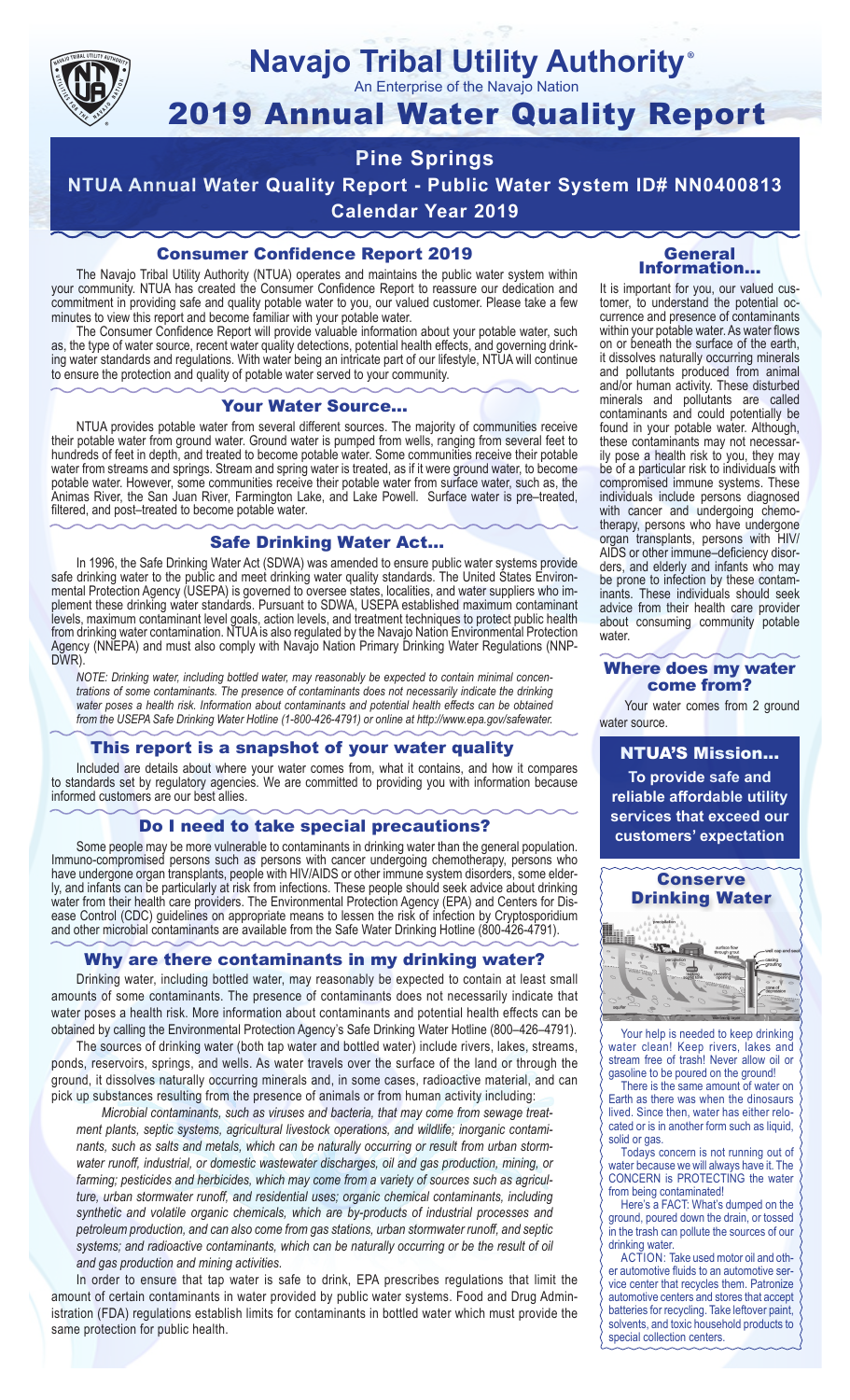# Navajo Tribal Utility Authority®

An Enterprise of the Navajo Nation

# 2019 Annual Water Quality Report

## Pine Springs

## NTUA Annual Water Quality Report - Public Water System ID# NN0400813

## Calendar Year 2019

### Consumer Confidence Report 2019

The Navajo Tribal Utility Authority (NTUA) operates and maintains the public water system within your community. NTUA has created the Consumer Confidence Report to reassure our dedication and commitment in providing safe and quality potable water to you, our valued customer. Please take a few minutes to view this report and become familiar with your potable water.

The Consumer Confidence Report will provide valuable information about your potable water, such as, the type of water source, recent water quality detections, potential health effects, and governing drinking water standards and regulations. With water being an intricate part of our lifestyle, NTUA will continue to ensure the protection and quality of potable water served to your community.

### Your Water Source…

NTUA provides potable water from several different sources. The majority of communities receive their potable water from ground water. Ground water is pumped from wells, ranging from several feet to hundreds of feet in depth, and treated to become potable water. Some communities receive their potable water from streams and springs. Stream and spring water is treated, as if it were ground water, to become potable water. However, some communities receive their potable water from surface water, such as, the Animas River, the San Juan River, Farmington Lake, and Lake Powell. Surface water is pre–treated, filtered, and post–treated to become potable water.

### Safe Drinking Water Act…

In 1996, the Safe Drinking Water Act (SDWA) was amended to ensure public water systems provide safe drinking water to the public and meet drinking water quality standards. The United States Environmental Protection Agency (USEPA) is governed to oversee states, localities, and water suppliers who implement these drinking water standards. Pursuant to SDWA, USEPA established maximum contaminant levels, maximum contaminant level goals, action levels, and treatment techniques to protect public health from drinking water contamination. NTUA is also regulated by the Navajo Nation Environmental Protection Agency (NNEPA) and must also comply with Navajo Nation Primary Drinking Water Regulations (NNPDWR).

*NOTE: Drinking water, including bottled water, may reasonably be expected to contain minimal concentrations of some contaminants. The presence of contaminants does not necessarily indicate the drinking water poses a health risk. Information about contaminants and potential health effects can be obtained from the USEPA Safe Drinking Water Hotline (1-800-426-4791) or online at http://www.epa.gov/safewater.*

### This report is a snapshot of your water quality

Included are details about where your water comes from, what it contains, and how it compares to standards set by regulatory agencies. We are committed to providing you with information because informed customers are our best allies.

### Do I need to take special precautions?

Some people may be more vulnerable to contaminants in drinking water than the general population. Immuno-compromised persons such as persons with cancer undergoing chemotherapy, persons who have undergone organ transplants, people with HIV/AIDS or other immune system disorders, some elderly, and infants can be particularly at risk from infections. These people should seek advice about drinking water from their health care providers. The Environmental Protection Agency (EPA) and Centers for Disease Control (CDC) guidelines on appropriate means to lessen the risk of infection by Cryptosporidium and other microbial contaminants are available from the Safe Water Drinking Hotline (800-426-4791).

### Why are there contaminants in my drinking water?

Drinking water, including bottled water, may reasonably be expected to contain at least small amounts of some contaminants. The presence of contaminants does not necessarily indicate that water poses a health risk. More information about contaminants and potential health effects can be obtained by calling the Environmental Protection Agency's Safe Drinking Water Hotline (800–426–4791).

The sources of drinking water (both tap water and bottled water) include rivers, lakes, streams, ponds, reservoirs, springs, and wells. As water travels over the surface of the land or through the ground, it dissolves naturally occurring minerals and, in some cases, radioactive material, and can pick up substances resulting from the presence of animals or from human activity including:

*Microbial contaminants, such as viruses and bacteria, that may come from sewage treatment plants, septic systems, agricultural livestock operations, and wildlife; inorganic contaminants, such as salts and metals, which can be naturally occurring or result from urban stormwater runoff, industrial, or domestic wastewater discharges, oil and gas production, mining, or farming; pesticides and herbicides, which may come from a variety of sources such as agriculture, urban stormwater runoff, and residential uses; organic chemical contaminants, including synthetic and volatile organic chemicals, which are by-products of industrial processes and petroleum production, and can also come from gas stations, urban stormwater runoff, and septic systems; and radioactive contaminants, which can be naturally occurring or be the result of oil and gas production and mining activities.*

In order to ensure that tap water is safe to drink, EPA prescribes regulations that limit the amount of certain contaminants in water provided by public water systems. Food and Drug Administration (FDA) regulations establish limits for contaminants in bottled water which must provide the same protection for public health.

### General Information…

It is important for you, our valued customer, to understand the potential occurrence and presence of contaminants within your potable water. As water flows on or beneath the surface of the earth, it dissolves naturally occurring minerals and pollutants produced from animal and/or human activity. These disturbed minerals and pollutants are called contaminants and could potentially be found in your potable water. Although, these contaminants may not necessarily pose a health risk to you, they may be of a particular risk to individuals with compromised immune systems. These individuals include persons diagnosed with cancer and undergoing chemotherapy, persons who have undergone organ transplants, persons with HIV/AIDS or other immune–deficiency disorders, and elderly and infants who may be prone to infection by these contaminants. These individuals should seek advice from their health care provider about consuming community potable water.

### Where does my water come from?

Your water comes from 2 ground water source.

### NTUA'S Mission…

**To provide safe and reliable affordable utility services that exceed our customers' expectation**

### Conserve Drinking Water

Your help is needed to keep drinking water clean! Keep rivers, lakes and stream free of trash! Never allow oil or gasoline to be poured on the ground!

There is the same amount of water on Earth as there was when the dinosaurs lived. Since then, water has either relocated or is in another form such as liquid, solid or gas.

Todays concern is not running out of water because we will always have it. The CONCERN is PROTECTING the water from being contaminated!

Here's a FACT: What's dumped on the ground, poured down the drain, or tossed in the trash can pollute the sources of our drinking water.

ACTION: Take used motor oil and other automotive fluids to an automotive service center that recycles them. Patronize automotive centers and stores that accept batteries for recycling. Take leftover paint, solvents, and toxic household products to special collection centers.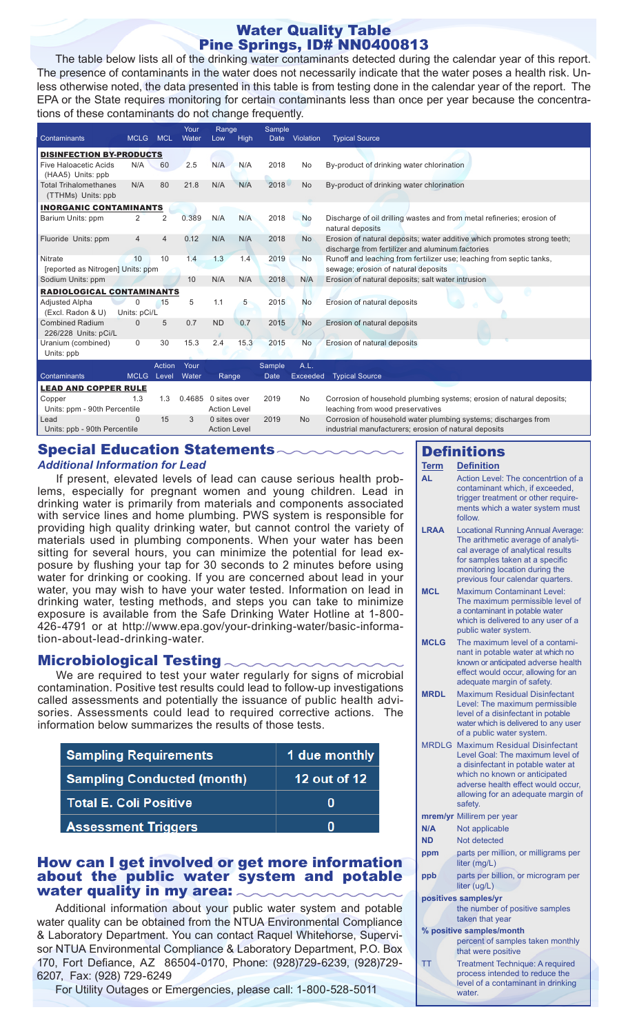# Water Quality Table
## Pine Springs, ID# NN0400813

The table below lists all of the drinking water contaminants detected during the calendar year of this report. The presence of contaminants in the water does not necessarily indicate that the water poses a health risk. Unless otherwise noted, the data presented in this table is from testing done in the calendar year of the report. The EPA or the State requires monitoring for certain contaminants less than once per year because the concentrations of these contaminants do not change frequently.

| Contaminants | MCLG | MCL | Your Water | Range Low | Range High | Sample Date | Violation | Typical Source |
|---|---|---|---|---|---|---|---|---|
| **DISINFECTION BY-PRODUCTS** | | | | | | | | |
| Five Haloacetic Acids (HAA5) Units: ppb | N/A | 60 | 2.5 | N/A | N/A | 2018 | No | By-product of drinking water chlorination |
| Total Trihalomethanes (TTHMs) Units: ppb | N/A | 80 | 21.8 | N/A | N/A | 2018 | No | By-product of drinking water chlorination |
| **INORGANIC CONTAMINANTS** | | | | | | | | |
| Barium Units: ppm | 2 | 2 | 0.389 | N/A | N/A | 2018 | No | Discharge of oil drilling wastes and from metal refineries; erosion of natural deposits |
| Fluoride Units: ppm | 4 | 4 | 0.12 | N/A | N/A | 2018 | No | Erosion of natural deposits; water additive which promotes strong teeth; discharge from fertilizer and aluminum factories |
| Nitrate [reported as Nitrogen] Units: ppm | 10 | 10 | 1.4 | 1.3 | 1.4 | 2019 | No | Runoff and leaching from fertilizer use; leaching from septic tanks, sewage; erosion of natural deposits |
| Sodium Units: ppm | | | 10 | N/A | N/A | 2018 | N/A | Erosion of natural deposits; salt water intrusion |
| **RADIOLOGICAL CONTAMINANTS** | | | | | | | | |
| Adjusted Alpha (Excl. Radon & U) Units: pCi/L | 0 | 15 | 5 | 1.1 | 5 | 2015 | No | Erosion of natural deposits |
| Combined Radium 226/228 Units: pCi/L | 0 | 5 | 0.7 | ND | 0.7 | 2015 | No | Erosion of natural deposits |
| Uranium (combined) Units: ppb | 0 | 30 | 15.3 | 2.4 | 15.3 | 2015 | No | Erosion of natural deposits |

| Contaminants | MCLG | Action Level | Your Water | Range | Sample Date | A.L. Exceeded | Typical Source |
|---|---|---|---|---|---|---|---|
| **LEAD AND COPPER RULE** | | | | | | | |
| Copper Units: ppm - 90th Percentile | 1.3 | 1.3 | 0.4685 | 0 sites over Action Level | 2019 | No | Corrosion of household plumbing systems; erosion of natural deposits; leaching from wood preservatives |
| Lead Units: ppb - 90th Percentile | 0 | 15 | 3 | 0 sites over Action Level | 2019 | No | Corrosion of household plumbing systems; discharges from industrial manufacturers; erosion of natural deposits |

## Special Education Statements

***Additional Information for Lead***

If present, elevated levels of lead can cause serious health problems, especially for pregnant women and young children. Lead in drinking water is primarily from materials and components associated with service lines and home plumbing. PWS system is responsible for providing high quality drinking water, but cannot control the variety of materials used in plumbing components. When your water has been sitting for several hours, you can minimize the potential for lead exposure by flushing your tap for 30 seconds to 2 minutes before using water for drinking or cooking. If you are concerned about lead in your water, you may wish to have your water tested. Information on lead in drinking water, testing methods, and steps you can take to minimize exposure is available from the Safe Drinking Water Hotline at 1-800-426-4791 or at http://www.epa.gov/your-drinking-water/basic-information-about-lead-drinking-water.

## Microbiological Testing

We are required to test your water regularly for signs of microbial contamination. Positive test results could lead to follow-up investigations called assessments and potentially the issuance of public health advisories. Assessments could lead to required corrective actions. The information below summarizes the results of those tests.

| | |
|---|---|
| Sampling Requirements | 1 due monthly |
| Sampling Conducted (month) | 12 out of 12 |
| Total E. Coli Positive | 0 |
| Assessment Triggers | 0 |

## How can I get involved or get more information about the public water system and potable water quality in my area:

Additional information about your public water system and potable water quality can be obtained from the NTUA Environmental Compliance & Laboratory Department. You can contact Raquel Whitehorse, Supervisor NTUA Environmental Compliance & Laboratory Department, P.O. Box 170, Fort Defiance, AZ 86504-0170, Phone: (928)729-6239, (928)729-6207, Fax: (928) 729-6249

For Utility Outages or Emergencies, please call: 1-800-528-5011

## Definitions

| Term | Definition |
|---|---|
| **AL** | Action Level: The concentrtion of a contaminant which, if exceeded, trigger treatment or other requirements which a water system must follow. |
| **LRAA** | Locational Running Annual Average: The arithmetic average of analytical average of analytical results for samples taken at a specific monitoring location during the previous four calendar quarters. |
| **MCL** | Maximum Contaminant Level: The maximum permissible level of a contaminant in potable water which is delivered to any user of a public water system. |
| **MCLG** | The maximum level of a contaminant in potable water at which no known or anticipated adverse health effect would occur, allowing for an adequate margin of safety. |
| **MRDL** | Maximum Residual Disinfectant Level: The maximum permissible level of a disinfectant in potable water which is delivered to any user of a public water system. |
| **MRDLG** | Maximum Residual Disinfectant Level Goal: The maximum level of a disinfectant in potable water at which no known or anticipated adverse health effect would occur, allowing for an adequate margin of safety. |
| **mrem/yr** | Millirem per year |
| **N/A** | Not applicable |
| **ND** | Not detected |
| **ppm** | parts per million, or milligrams per liter (mg/L) |
| **ppb** | parts per billion, or microgram per liter (ug/L) |
| **positives samples/yr** | the number of positive samples taken that year |
| **% positive samples/month** | percent of samples taken monthly that were positive |
| **TT** | Treatment Technique: A required process intended to reduce the level of a contaminant in drinking water. |